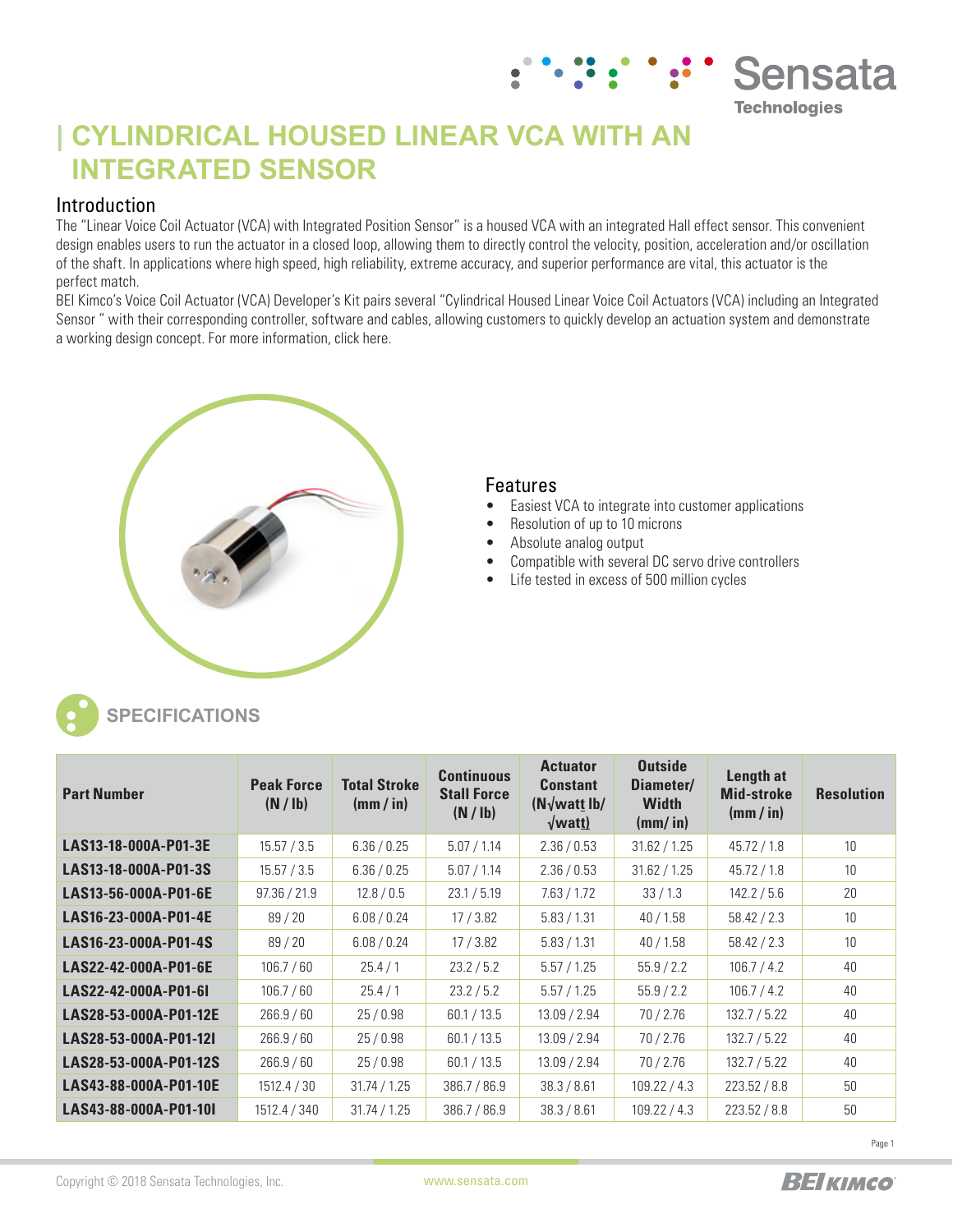# | CYLINDRICAL HOUSED LINEAR VCA WITH AN INTEGRATED SENSOR

## Introduction

The "Linear Voice Coil Actuator (VCA) with Integrated Position Sensor" is a housed VCA with an integrated Hall effect sensor. This convenient design enables users to run the actuator in a closed loop, allowing them to directly control the velocity, position, acceleration and/or oscillation of the shaft. In applications where high speed, high reliability, extreme accuracy, and superior performance are vital, this actuator is the perfect match.

BEI Kimco's Voice Coil Actuator (VCA) Developer's Kit pairs several "Cylindrical Housed Linear Voice Coil Actuators (VCA) including an Integrated Sensor " with their corresponding controller, software and cables, allowing customers to quickly develop an actuation system and demonstrate a working design concept. For more information, click here.

## Features

- Easiest VCA to integrate into customer applications
- Resolution of up to 10 microns
- Absolute analog output
- Compatible with several DC servo drive controllers
- Life tested in excess of 500 million cycles

## SPECIFICATIONS

| Part Number | Peak Force (N / lb) | Total Stroke (mm / in) | Continuous Stall Force (N / lb) | Actuator Constant (N√watt lb/ √watt) | Outside Diameter/ Width (mm/ in) | Length at Mid-stroke (mm / in) | Resolution |
|---|---|---|---|---|---|---|---|
| **LAS13-18-000A-P01-3E** | 15.57 / 3.5 | 6.36 / 0.25 | 5.07 / 1.14 | 2.36 / 0.53 | 31.62 / 1.25 | 45.72 / 1.8 | 10 |
| **LAS13-18-000A-P01-3S** | 15.57 / 3.5 | 6.36 / 0.25 | 5.07 / 1.14 | 2.36 / 0.53 | 31.62 / 1.25 | 45.72 / 1.8 | 10 |
| **LAS13-56-000A-P01-6E** | 97.36 / 21.9 | 12.8 / 0.5 | 23.1 / 5.19 | 7.63 / 1.72 | 33 / 1.3 | 142.2 / 5.6 | 20 |
| **LAS16-23-000A-P01-4E** | 89 / 20 | 6.08 / 0.24 | 17 / 3.82 | 5.83 / 1.31 | 40 / 1.58 | 58.42 / 2.3 | 10 |
| **LAS16-23-000A-P01-4S** | 89 / 20 | 6.08 / 0.24 | 17 / 3.82 | 5.83 / 1.31 | 40 / 1.58 | 58.42 / 2.3 | 10 |
| **LAS22-42-000A-P01-6E** | 106.7 / 60 | 25.4 / 1 | 23.2 / 5.2 | 5.57 / 1.25 | 55.9 / 2.2 | 106.7 / 4.2 | 40 |
| **LAS22-42-000A-P01-6I** | 106.7 / 60 | 25.4 / 1 | 23.2 / 5.2 | 5.57 / 1.25 | 55.9 / 2.2 | 106.7 / 4.2 | 40 |
| **LAS28-53-000A-P01-12E** | 266.9 / 60 | 25 / 0.98 | 60.1 / 13.5 | 13.09 / 2.94 | 70 / 2.76 | 132.7 / 5.22 | 40 |
| **LAS28-53-000A-P01-12I** | 266.9 / 60 | 25 / 0.98 | 60.1 / 13.5 | 13.09 / 2.94 | 70 / 2.76 | 132.7 / 5.22 | 40 |
| **LAS28-53-000A-P01-12S** | 266.9 / 60 | 25 / 0.98 | 60.1 / 13.5 | 13.09 / 2.94 | 70 / 2.76 | 132.7 / 5.22 | 40 |
| **LAS43-88-000A-P01-10E** | 1512.4 / 30 | 31.74 / 1.25 | 386.7 / 86.9 | 38.3 / 8.61 | 109.22 / 4.3 | 223.52 / 8.8 | 50 |
| **LAS43-88-000A-P01-10I** | 1512.4 / 340 | 31.74 / 1.25 | 386.7 / 86.9 | 38.3 / 8.61 | 109.22 / 4.3 | 223.52 / 8.8 | 50 |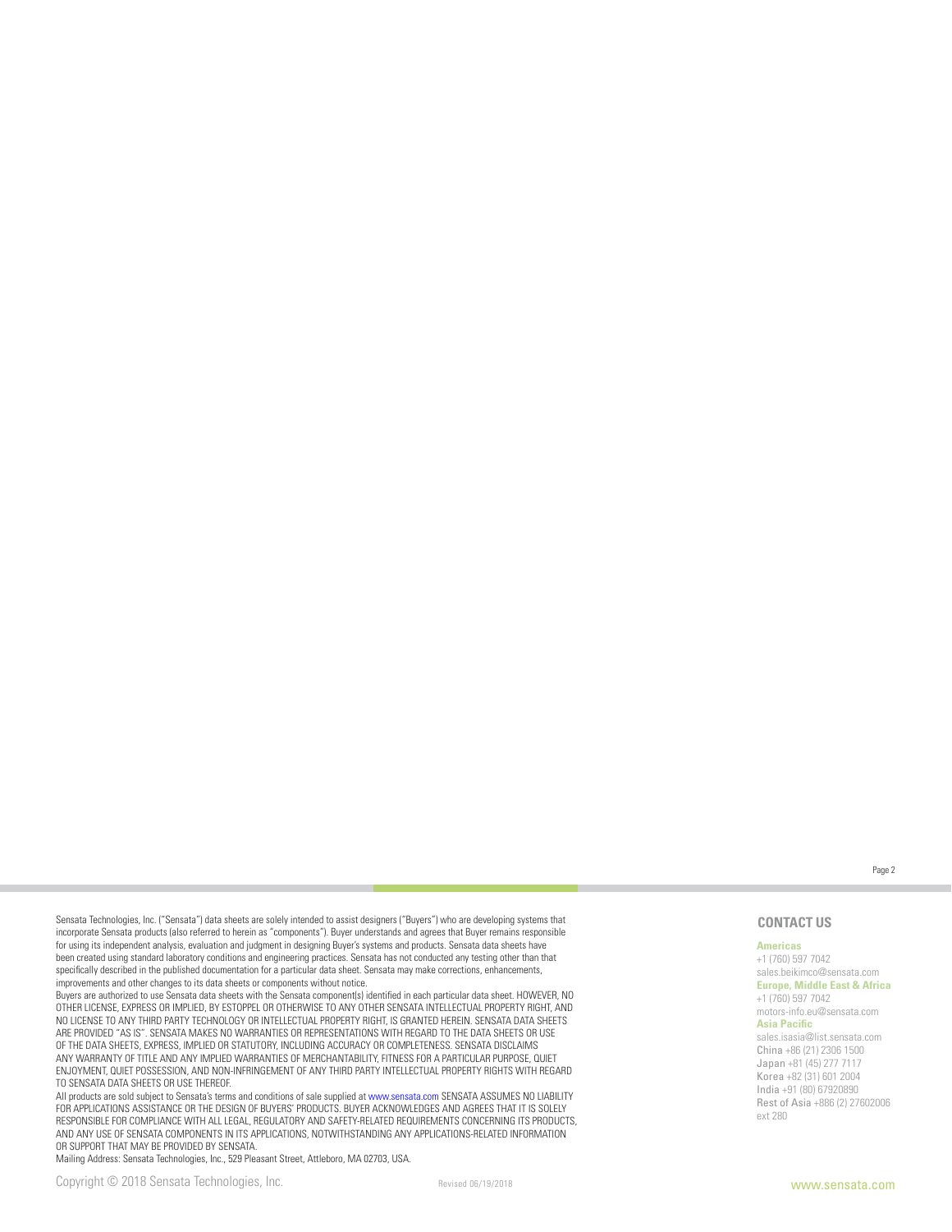Sensata Technologies, Inc. ("Sensata") data sheets are solely intended to assist designers ("Buyers") who are developing systems that incorporate Sensata products (also referred to herein as "components"). Buyer understands and agrees that Buyer remains responsible for using its independent analysis, evaluation and judgment in designing Buyer's systems and products. Sensata data sheets have been created using standard laboratory conditions and engineering practices. Sensata has not conducted any testing other than that specifically described in the published documentation for a particular data sheet. Sensata may make corrections, enhancements, improvements and other changes to its data sheets or components without notice.

Buyers are authorized to use Sensata data sheets with the Sensata component(s) identified in each particular data sheet. HOWEVER, NO OTHER LICENSE, EXPRESS OR IMPLIED, BY ESTOPPEL OR OTHERWISE TO ANY OTHER SENSATA INTELLECTUAL PROPERTY RIGHT, AND NO LICENSE TO ANY THIRD PARTY TECHNOLOGY OR INTELLECTUAL PROPERTY RIGHT, IS GRANTED HEREIN. SENSATA DATA SHEETS ARE PROVIDED "AS IS". SENSATA MAKES NO WARRANTIES OR REPRESENTATIONS WITH REGARD TO THE DATA SHEETS OR USE OF THE DATA SHEETS, EXPRESS, IMPLIED OR STATUTORY, INCLUDING ACCURACY OR COMPLETENESS. SENSATA DISCLAIMS ANY WARRANTY OF TITLE AND ANY IMPLIED WARRANTIES OF MERCHANTABILITY, FITNESS FOR A PARTICULAR PURPOSE, QUIET ENJOYMENT, QUIET POSSESSION, AND NON-INFRINGEMENT OF ANY THIRD PARTY INTELLECTUAL PROPERTY RIGHTS WITH REGARD TO SENSATA DATA SHEETS OR USE THEREOF.

All products are sold subject to Sensata's terms and conditions of sale supplied at www.sensata.com SENSATA ASSUMES NO LIABILITY FOR APPLICATIONS ASSISTANCE OR THE DESIGN OF BUYERS' PRODUCTS. BUYER ACKNOWLEDGES AND AGREES THAT IT IS SOLELY RESPONSIBLE FOR COMPLIANCE WITH ALL LEGAL, REGULATORY AND SAFETY-RELATED REQUIREMENTS CONCERNING ITS PRODUCTS, AND ANY USE OF SENSATA COMPONENTS IN ITS APPLICATIONS, NOTWITHSTANDING ANY APPLICATIONS-RELATED INFORMATION OR SUPPORT THAT MAY BE PROVIDED BY SENSATA.

Mailing Address: Sensata Technologies, Inc., 529 Pleasant Street, Attleboro, MA 02703, USA.

## CONTACT US

**Americas**
+1 (760) 597 7042
sales.beikimco@sensata.com

**Europe, Middle East & Africa**
+1 (760) 597 7042
motors-info.eu@sensata.com

**Asia Pacific**
sales.isasia@list.sensata.com
China +86 (21) 2306 1500
Japan +81 (45) 277 7117
Korea +82 (31) 601 2004
India +91 (80) 67920890
Rest of Asia +886 (2) 27602006 ext 280

Copyright © 2018 Sensata Technologies, Inc.

Revised 06/19/2018

www.sensata.com